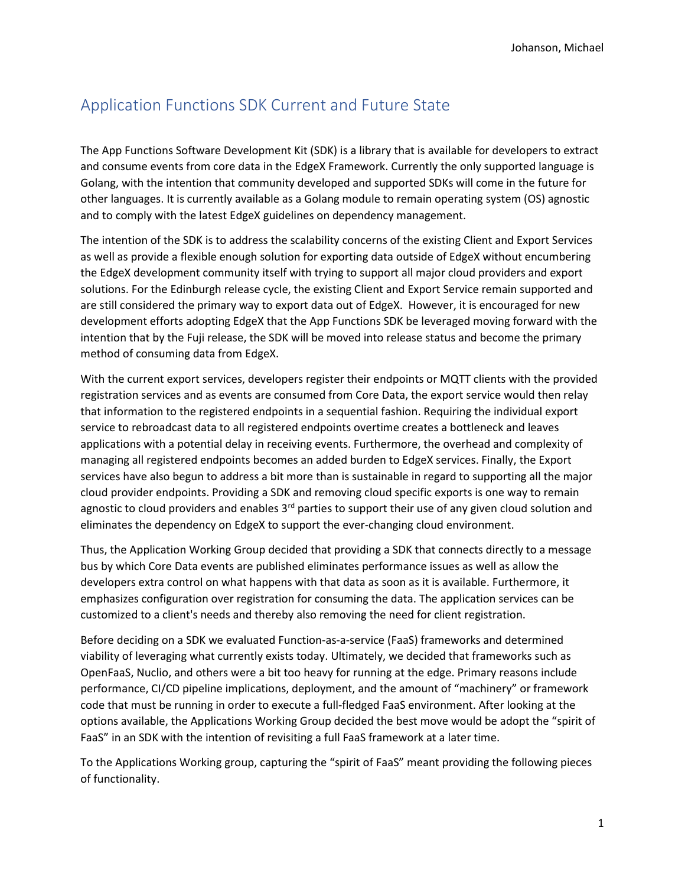# Application Functions SDK Current and Future State

The App Functions Software Development Kit (SDK) is a library that is available for developers to extract and consume events from core data in the EdgeX Framework. Currently the only supported language is Golang, with the intention that community developed and supported SDKs will come in the future for other languages. It is currently available as a Golang module to remain operating system (OS) agnostic and to comply with the latest EdgeX guidelines on dependency management.

The intention of the SDK is to address the scalability concerns of the existing Client and Export Services as well as provide a flexible enough solution for exporting data outside of EdgeX without encumbering the EdgeX development community itself with trying to support all major cloud providers and export solutions. For the Edinburgh release cycle, the existing Client and Export Service remain supported and are still considered the primary way to export data out of EdgeX. However, it is encouraged for new development efforts adopting EdgeX that the App Functions SDK be leveraged moving forward with the intention that by the Fuji release, the SDK will be moved into release status and become the primary method of consuming data from EdgeX.

With the current export services, developers register their endpoints or MQTT clients with the provided registration services and as events are consumed from Core Data, the export service would then relay that information to the registered endpoints in a sequential fashion. Requiring the individual export service to rebroadcast data to all registered endpoints overtime creates a bottleneck and leaves applications with a potential delay in receiving events. Furthermore, the overhead and complexity of managing all registered endpoints becomes an added burden to EdgeX services. Finally, the Export services have also begun to address a bit more than is sustainable in regard to supporting all the major cloud provider endpoints. Providing a SDK and removing cloud specific exports is one way to remain agnostic to cloud providers and enables 3rd parties to support their use of any given cloud solution and eliminates the dependency on EdgeX to support the ever-changing cloud environment.

Thus, the Application Working Group decided that providing a SDK that connects directly to a message bus by which Core Data events are published eliminates performance issues as well as allow the developers extra control on what happens with that data as soon as it is available. Furthermore, it emphasizes configuration over registration for consuming the data. The application services can be customized to a client's needs and thereby also removing the need for client registration.

Before deciding on a SDK we evaluated Function-as-a-service (FaaS) frameworks and determined viability of leveraging what currently exists today. Ultimately, we decided that frameworks such as OpenFaaS, Nuclio, and others were a bit too heavy for running at the edge. Primary reasons include performance, CI/CD pipeline implications, deployment, and the amount of "machinery" or framework code that must be running in order to execute a full-fledged FaaS environment. After looking at the options available, the Applications Working Group decided the best move would be adopt the "spirit of FaaS" in an SDK with the intention of revisiting a full FaaS framework at a later time.

To the Applications Working group, capturing the "spirit of FaaS" meant providing the following pieces of functionality.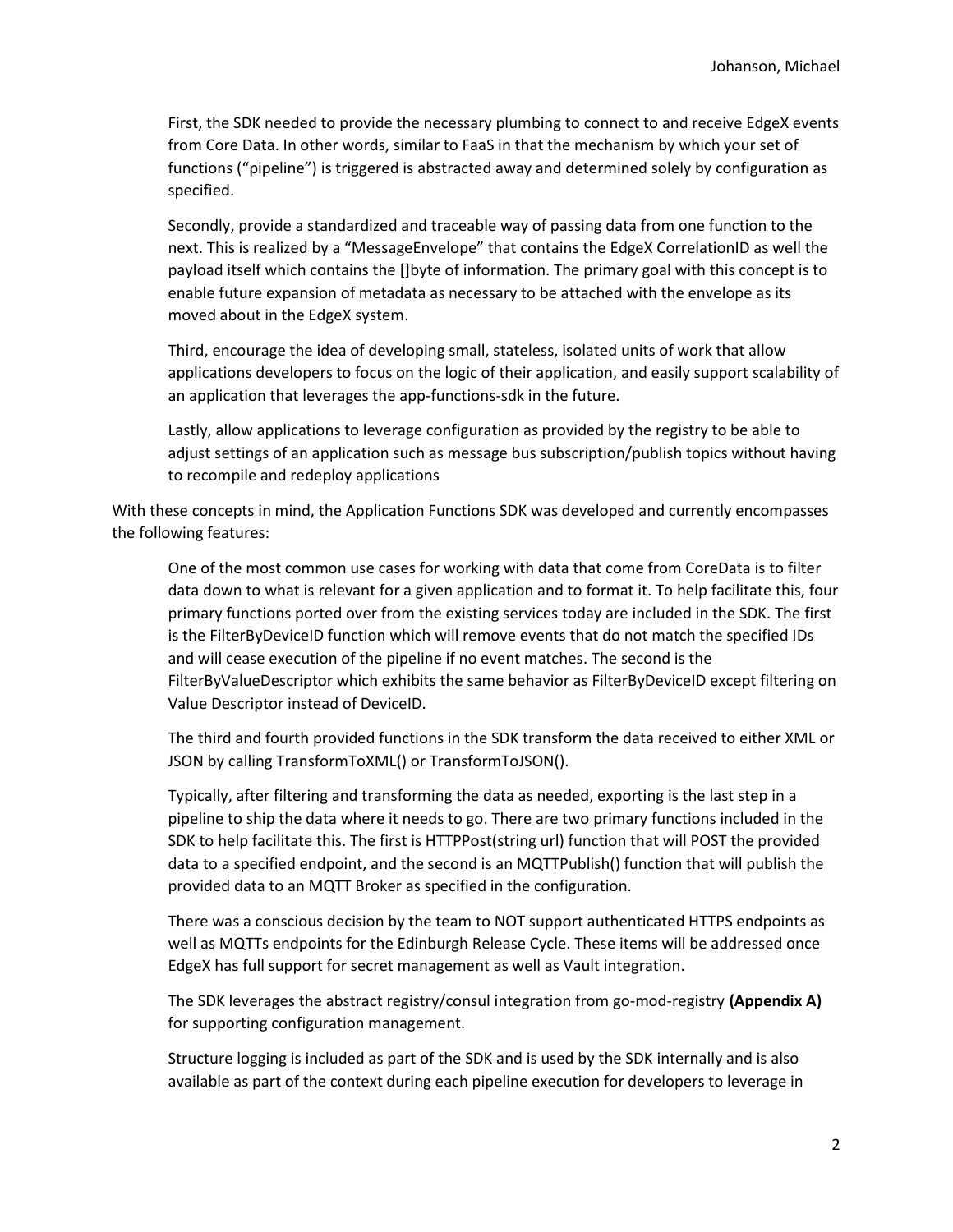First, the SDK needed to provide the necessary plumbing to connect to and receive EdgeX events from Core Data. In other words, similar to FaaS in that the mechanism by which your set of functions ("pipeline") is triggered is abstracted away and determined solely by configuration as specified.

Secondly, provide a standardized and traceable way of passing data from one function to the next. This is realized by a "MessageEnvelope" that contains the EdgeX CorrelationID as well the payload itself which contains the []byte of information. The primary goal with this concept is to enable future expansion of metadata as necessary to be attached with the envelope as its moved about in the EdgeX system.

Third, encourage the idea of developing small, stateless, isolated units of work that allow applications developers to focus on the logic of their application, and easily support scalability of an application that leverages the app-functions-sdk in the future.

Lastly, allow applications to leverage configuration as provided by the registry to be able to adjust settings of an application such as message bus subscription/publish topics without having to recompile and redeploy applications

With these concepts in mind, the Application Functions SDK was developed and currently encompasses the following features:

One of the most common use cases for working with data that come from CoreData is to filter data down to what is relevant for a given application and to format it. To help facilitate this, four primary functions ported over from the existing services today are included in the SDK. The first is the FilterByDeviceID function which will remove events that do not match the specified IDs and will cease execution of the pipeline if no event matches. The second is the FilterByValueDescriptor which exhibits the same behavior as FilterByDeviceID except filtering on Value Descriptor instead of DeviceID.

The third and fourth provided functions in the SDK transform the data received to either XML or JSON by calling TransformToXML() or TransformToJSON().

Typically, after filtering and transforming the data as needed, exporting is the last step in a pipeline to ship the data where it needs to go. There are two primary functions included in the SDK to help facilitate this. The first is HTTPPost(string url) function that will POST the provided data to a specified endpoint, and the second is an MQTTPublish() function that will publish the provided data to an MQTT Broker as specified in the configuration.

There was a conscious decision by the team to NOT support authenticated HTTPS endpoints as well as MQTTs endpoints for the Edinburgh Release Cycle. These items will be addressed once EdgeX has full support for secret management as well as Vault integration.

The SDK leverages the abstract registry/consul integration from go-mod-registry **(Appendix A)** for supporting configuration management.

Structure logging is included as part of the SDK and is used by the SDK internally and is also available as part of the context during each pipeline execution for developers to leverage in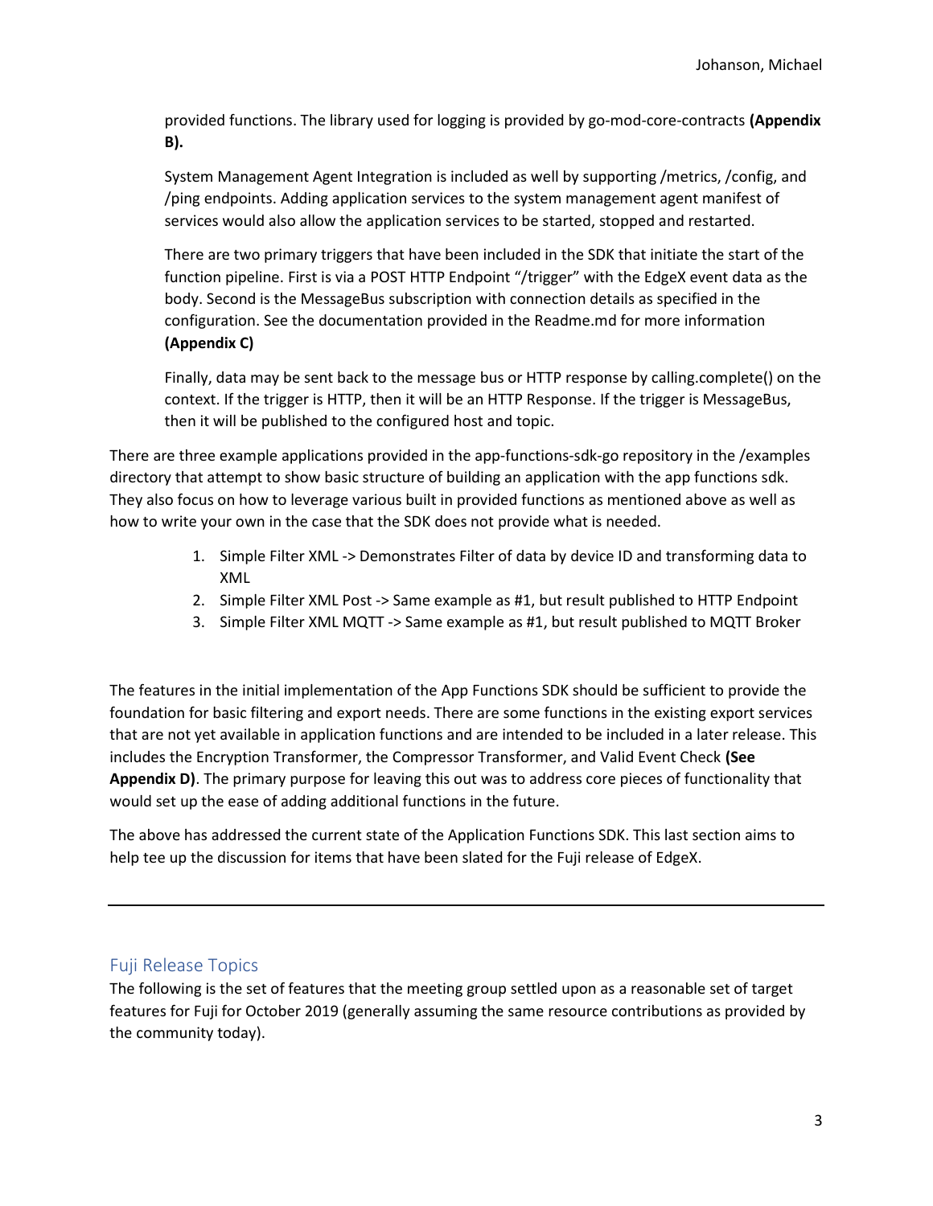provided functions. The library used for logging is provided by go-mod-core-contracts **(Appendix B).**

System Management Agent Integration is included as well by supporting /metrics, /config, and /ping endpoints. Adding application services to the system management agent manifest of services would also allow the application services to be started, stopped and restarted.

There are two primary triggers that have been included in the SDK that initiate the start of the function pipeline. First is via a POST HTTP Endpoint "/trigger" with the EdgeX event data as the body. Second is the MessageBus subscription with connection details as specified in the configuration. See the documentation provided in the Readme.md for more information **(Appendix C)**

Finally, data may be sent back to the message bus or HTTP response by calling.complete() on the context. If the trigger is HTTP, then it will be an HTTP Response. If the trigger is MessageBus, then it will be published to the configured host and topic.

There are three example applications provided in the app-functions-sdk-go repository in the /examples directory that attempt to show basic structure of building an application with the app functions sdk. They also focus on how to leverage various built in provided functions as mentioned above as well as how to write your own in the case that the SDK does not provide what is needed.

1. Simple Filter XML -> Demonstrates Filter of data by device ID and transforming data to XML
2. Simple Filter XML Post -> Same example as #1, but result published to HTTP Endpoint
3. Simple Filter XML MQTT -> Same example as #1, but result published to MQTT Broker

The features in the initial implementation of the App Functions SDK should be sufficient to provide the foundation for basic filtering and export needs. There are some functions in the existing export services that are not yet available in application functions and are intended to be included in a later release. This includes the Encryption Transformer, the Compressor Transformer, and Valid Event Check **(See Appendix D)**. The primary purpose for leaving this out was to address core pieces of functionality that would set up the ease of adding additional functions in the future.

The above has addressed the current state of the Application Functions SDK. This last section aims to help tee up the discussion for items that have been slated for the Fuji release of EdgeX.

---

## Fuji Release Topics

The following is the set of features that the meeting group settled upon as a reasonable set of target features for Fuji for October 2019 (generally assuming the same resource contributions as provided by the community today).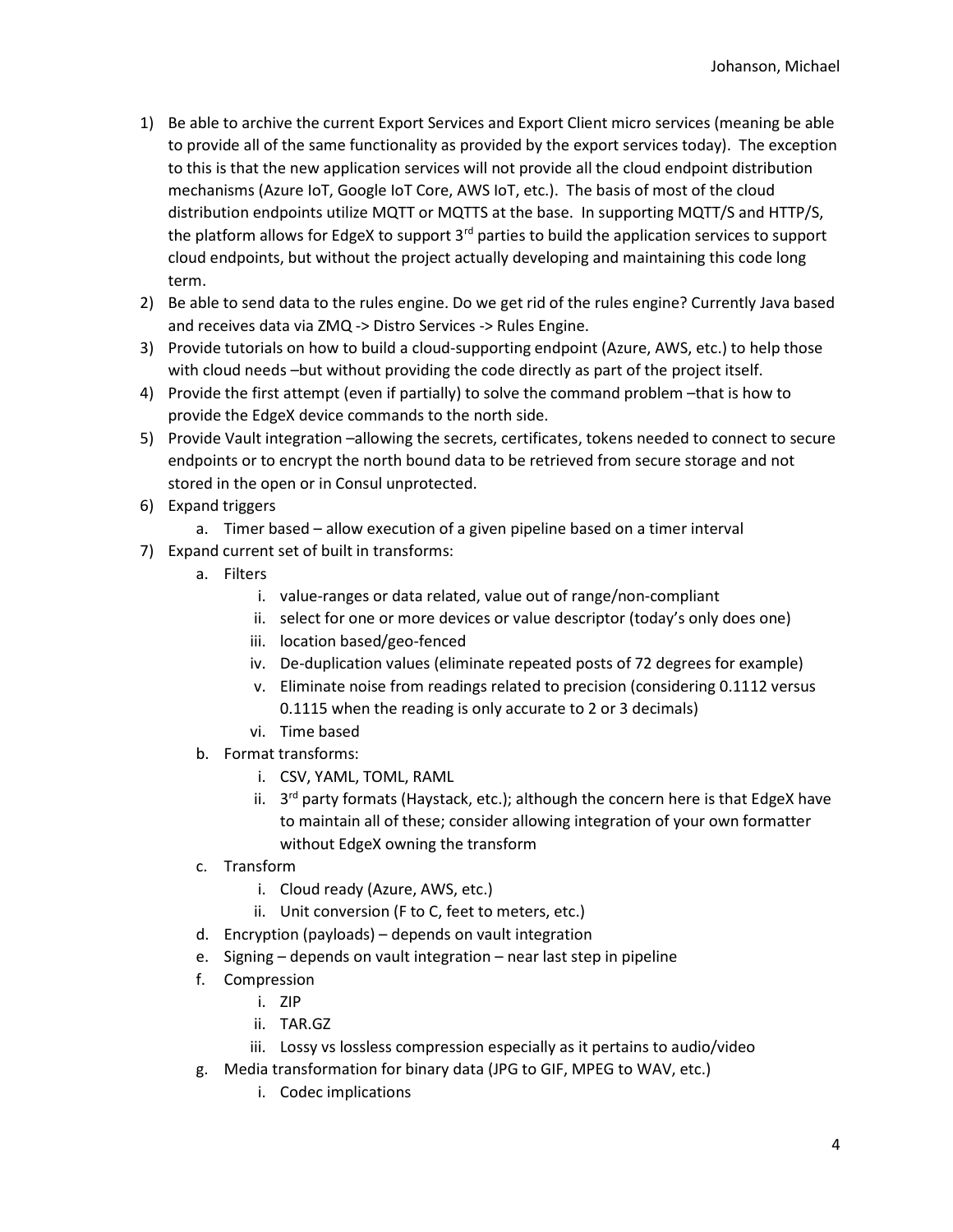1) Be able to archive the current Export Services and Export Client micro services (meaning be able to provide all of the same functionality as provided by the export services today). The exception to this is that the new application services will not provide all the cloud endpoint distribution mechanisms (Azure IoT, Google IoT Core, AWS IoT, etc.). The basis of most of the cloud distribution endpoints utilize MQTT or MQTTS at the base. In supporting MQTT/S and HTTP/S, the platform allows for EdgeX to support 3rd parties to build the application services to support cloud endpoints, but without the project actually developing and maintaining this code long term.
2) Be able to send data to the rules engine. Do we get rid of the rules engine? Currently Java based and receives data via ZMQ -> Distro Services -> Rules Engine.
3) Provide tutorials on how to build a cloud-supporting endpoint (Azure, AWS, etc.) to help those with cloud needs –but without providing the code directly as part of the project itself.
4) Provide the first attempt (even if partially) to solve the command problem –that is how to provide the EdgeX device commands to the north side.
5) Provide Vault integration –allowing the secrets, certificates, tokens needed to connect to secure endpoints or to encrypt the north bound data to be retrieved from secure storage and not stored in the open or in Consul unprotected.
6) Expand triggers
   a. Timer based – allow execution of a given pipeline based on a timer interval
7) Expand current set of built in transforms:
   a. Filters
      i. value-ranges or data related, value out of range/non-compliant
      ii. select for one or more devices or value descriptor (today's only does one)
      iii. location based/geo-fenced
      iv. De-duplication values (eliminate repeated posts of 72 degrees for example)
      v. Eliminate noise from readings related to precision (considering 0.1112 versus 0.1115 when the reading is only accurate to 2 or 3 decimals)
      vi. Time based
   b. Format transforms:
      i. CSV, YAML, TOML, RAML
      ii. 3rd party formats (Haystack, etc.); although the concern here is that EdgeX have to maintain all of these; consider allowing integration of your own formatter without EdgeX owning the transform
   c. Transform
      i. Cloud ready (Azure, AWS, etc.)
      ii. Unit conversion (F to C, feet to meters, etc.)
   d. Encryption (payloads) – depends on vault integration
   e. Signing – depends on vault integration – near last step in pipeline
   f. Compression
      i. ZIP
      ii. TAR.GZ
      iii. Lossy vs lossless compression especially as it pertains to audio/video
   g. Media transformation for binary data (JPG to GIF, MPEG to WAV, etc.)
      i. Codec implications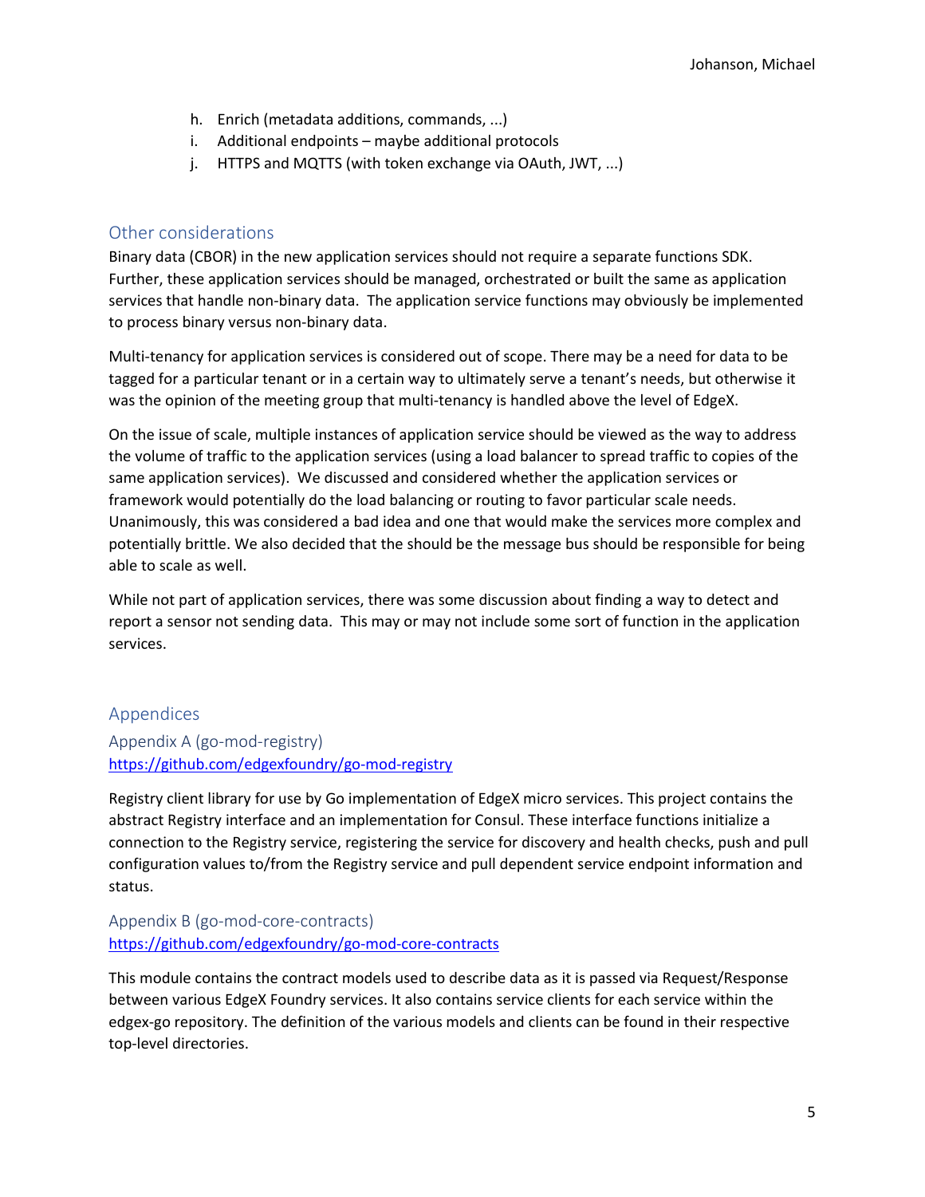h. Enrich (metadata additions, commands, ...)
i. Additional endpoints – maybe additional protocols
j. HTTPS and MQTTS (with token exchange via OAuth, JWT, ...)

## Other considerations

Binary data (CBOR) in the new application services should not require a separate functions SDK. Further, these application services should be managed, orchestrated or built the same as application services that handle non-binary data. The application service functions may obviously be implemented to process binary versus non-binary data.

Multi-tenancy for application services is considered out of scope. There may be a need for data to be tagged for a particular tenant or in a certain way to ultimately serve a tenant's needs, but otherwise it was the opinion of the meeting group that multi-tenancy is handled above the level of EdgeX.

On the issue of scale, multiple instances of application service should be viewed as the way to address the volume of traffic to the application services (using a load balancer to spread traffic to copies of the same application services). We discussed and considered whether the application services or framework would potentially do the load balancing or routing to favor particular scale needs. Unanimously, this was considered a bad idea and one that would make the services more complex and potentially brittle. We also decided that the should be the message bus should be responsible for being able to scale as well.

While not part of application services, there was some discussion about finding a way to detect and report a sensor not sending data. This may or may not include some sort of function in the application services.

## Appendices

### Appendix A (go-mod-registry)

https://github.com/edgexfoundry/go-mod-registry

Registry client library for use by Go implementation of EdgeX micro services. This project contains the abstract Registry interface and an implementation for Consul. These interface functions initialize a connection to the Registry service, registering the service for discovery and health checks, push and pull configuration values to/from the Registry service and pull dependent service endpoint information and status.

### Appendix B (go-mod-core-contracts)

https://github.com/edgexfoundry/go-mod-core-contracts

This module contains the contract models used to describe data as it is passed via Request/Response between various EdgeX Foundry services. It also contains service clients for each service within the edgex-go repository. The definition of the various models and clients can be found in their respective top-level directories.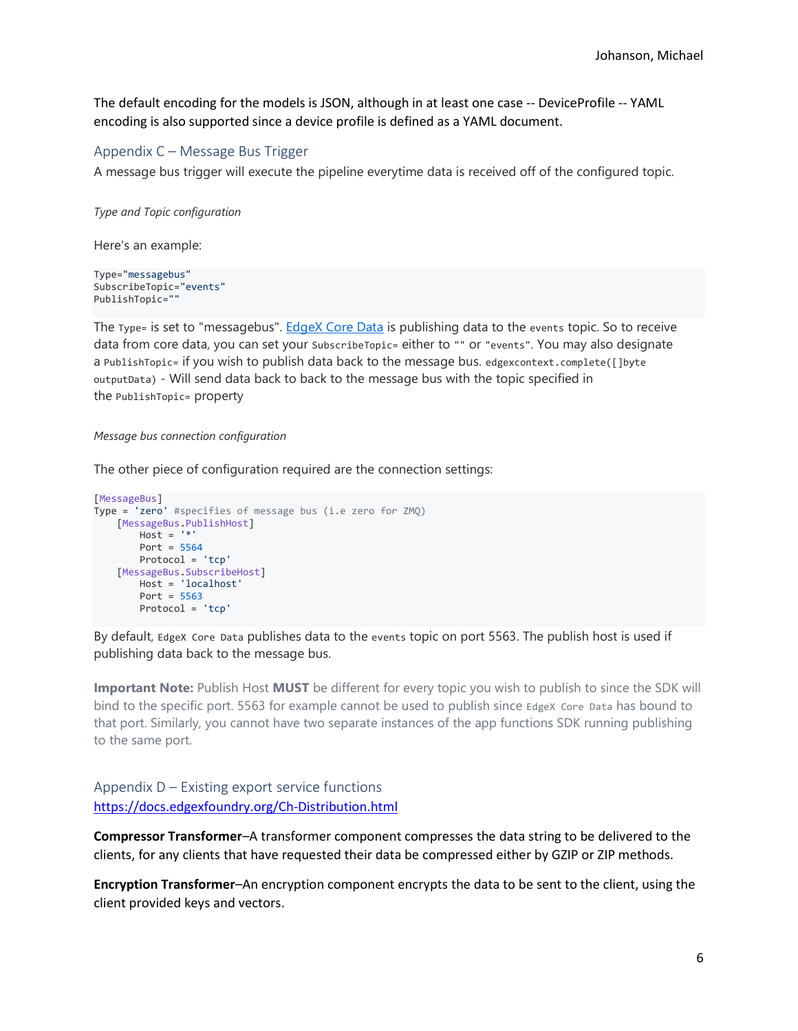The default encoding for the models is JSON, although in at least one case -- DeviceProfile -- YAML encoding is also supported since a device profile is defined as a YAML document.

## Appendix C – Message Bus Trigger

A message bus trigger will execute the pipeline everytime data is received off of the configured topic.

*Type and Topic configuration*

Here's an example:

```
Type="messagebus"
SubscribeTopic="events"
PublishTopic=""
```

The `Type=` is set to "messagebus". [EdgeX Core Data](https://docs.edgexfoundry.org) is publishing data to the `events` topic. So to receive data from core data, you can set your `SubscribeTopic=` either to `""` or `"events"`. You may also designate a `PublishTopic=` if you wish to publish data back to the message bus. `edgexcontext.complete([]byte outputData)` - Will send data back to back to the message bus with the topic specified in the `PublishTopic=` property

*Message bus connection configuration*

The other piece of configuration required are the connection settings:

```
[MessageBus]
Type = 'zero' #specifies of message bus (i.e zero for ZMQ)
    [MessageBus.PublishHost]
        Host = '*'
        Port = 5564
        Protocol = 'tcp'
    [MessageBus.SubscribeHost]
        Host = 'localhost'
        Port = 5563
        Protocol = 'tcp'
```

By default, `EdgeX Core Data` publishes data to the `events` topic on port 5563. The publish host is used if publishing data back to the message bus.

**Important Note:** Publish Host **MUST** be different for every topic you wish to publish to since the SDK will bind to the specific port. 5563 for example cannot be used to publish since `EdgeX Core Data` has bound to that port. Similarly, you cannot have two separate instances of the app functions SDK running publishing to the same port.

## Appendix D – Existing export service functions

https://docs.edgexfoundry.org/Ch-Distribution.html

**Compressor Transformer**–A transformer component compresses the data string to be delivered to the clients, for any clients that have requested their data be compressed either by GZIP or ZIP methods.

**Encryption Transformer**–An encryption component encrypts the data to be sent to the client, using the client provided keys and vectors.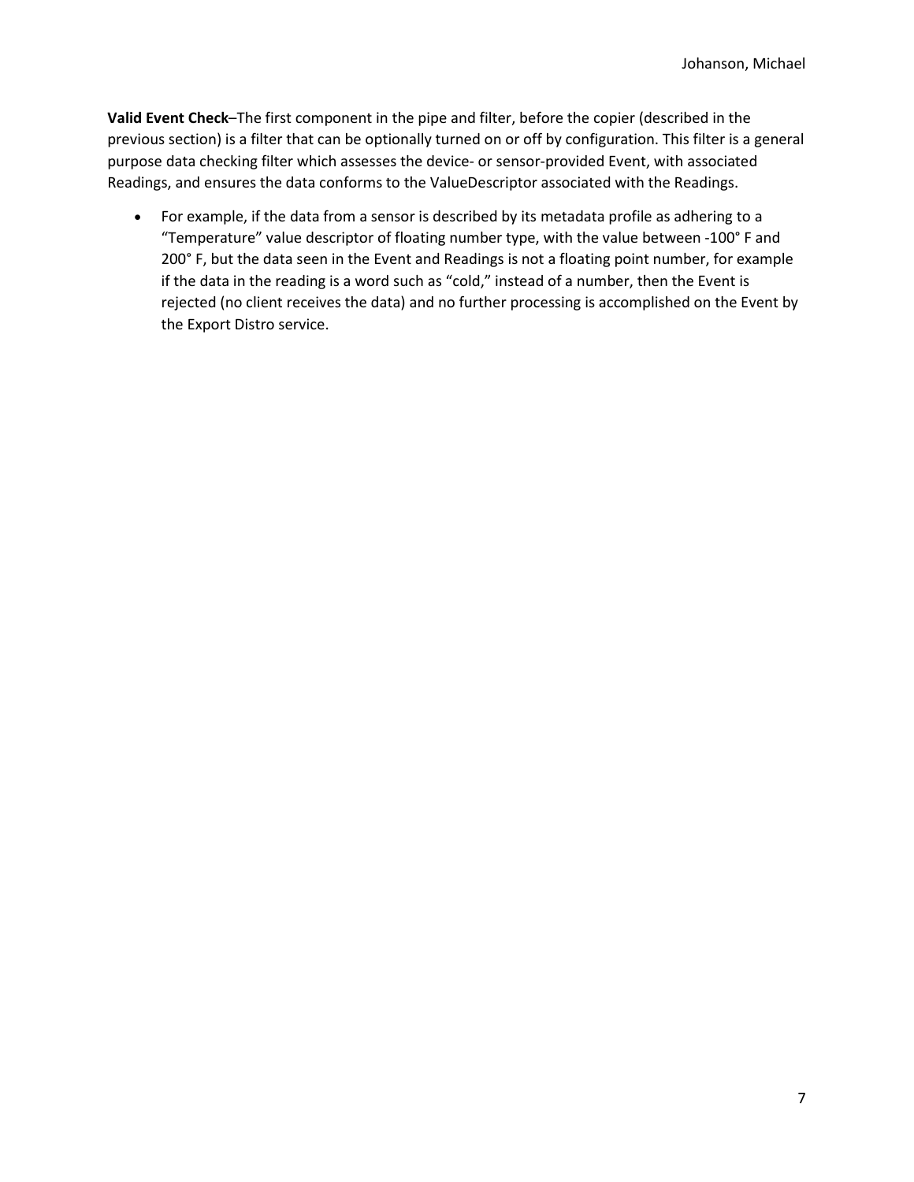**Valid Event Check**–The first component in the pipe and filter, before the copier (described in the previous section) is a filter that can be optionally turned on or off by configuration. This filter is a general purpose data checking filter which assesses the device- or sensor-provided Event, with associated Readings, and ensures the data conforms to the ValueDescriptor associated with the Readings.

- For example, if the data from a sensor is described by its metadata profile as adhering to a “Temperature” value descriptor of floating number type, with the value between -100° F and 200° F, but the data seen in the Event and Readings is not a floating point number, for example if the data in the reading is a word such as “cold,” instead of a number, then the Event is rejected (no client receives the data) and no further processing is accomplished on the Event by the Export Distro service.